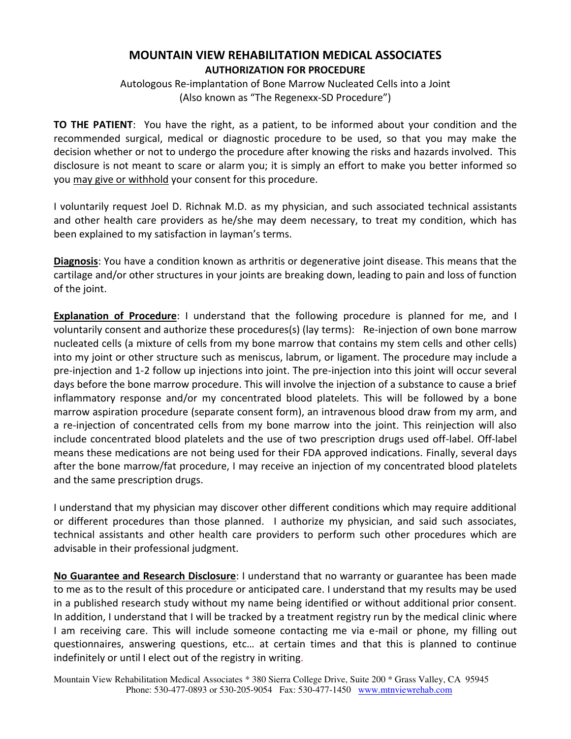# MOUNTAIN VIEW REHABILITATION MEDICAL ASSOCIATES

## AUTHORIZATION FOR PROCEDURE

Autologous Re-implantation of Bone Marrow Nucleated Cells into a Joint
(Also known as "The Regenexx-SD Procedure")

**TO THE PATIENT**: You have the right, as a patient, to be informed about your condition and the recommended surgical, medical or diagnostic procedure to be used, so that you may make the decision whether or not to undergo the procedure after knowing the risks and hazards involved. This disclosure is not meant to scare or alarm you; it is simply an effort to make you better informed so you may give or withhold your consent for this procedure.

I voluntarily request Joel D. Richnak M.D. as my physician, and such associated technical assistants and other health care providers as he/she may deem necessary, to treat my condition, which has been explained to my satisfaction in layman's terms.

**Diagnosis**: You have a condition known as arthritis or degenerative joint disease. This means that the cartilage and/or other structures in your joints are breaking down, leading to pain and loss of function of the joint.

**Explanation of Procedure**: I understand that the following procedure is planned for me, and I voluntarily consent and authorize these procedures(s) (lay terms): Re-injection of own bone marrow nucleated cells (a mixture of cells from my bone marrow that contains my stem cells and other cells) into my joint or other structure such as meniscus, labrum, or ligament. The procedure may include a pre-injection and 1-2 follow up injections into joint. The pre-injection into this joint will occur several days before the bone marrow procedure. This will involve the injection of a substance to cause a brief inflammatory response and/or my concentrated blood platelets. This will be followed by a bone marrow aspiration procedure (separate consent form), an intravenous blood draw from my arm, and a re-injection of concentrated cells from my bone marrow into the joint. This reinjection will also include concentrated blood platelets and the use of two prescription drugs used off-label. Off-label means these medications are not being used for their FDA approved indications. Finally, several days after the bone marrow/fat procedure, I may receive an injection of my concentrated blood platelets and the same prescription drugs.

I understand that my physician may discover other different conditions which may require additional or different procedures than those planned. I authorize my physician, and said such associates, technical assistants and other health care providers to perform such other procedures which are advisable in their professional judgment.

**No Guarantee and Research Disclosure**: I understand that no warranty or guarantee has been made to me as to the result of this procedure or anticipated care. I understand that my results may be used in a published research study without my name being identified or without additional prior consent. In addition, I understand that I will be tracked by a treatment registry run by the medical clinic where I am receiving care. This will include someone contacting me via e-mail or phone, my filling out questionnaires, answering questions, etc… at certain times and that this is planned to continue indefinitely or until I elect out of the registry in writing.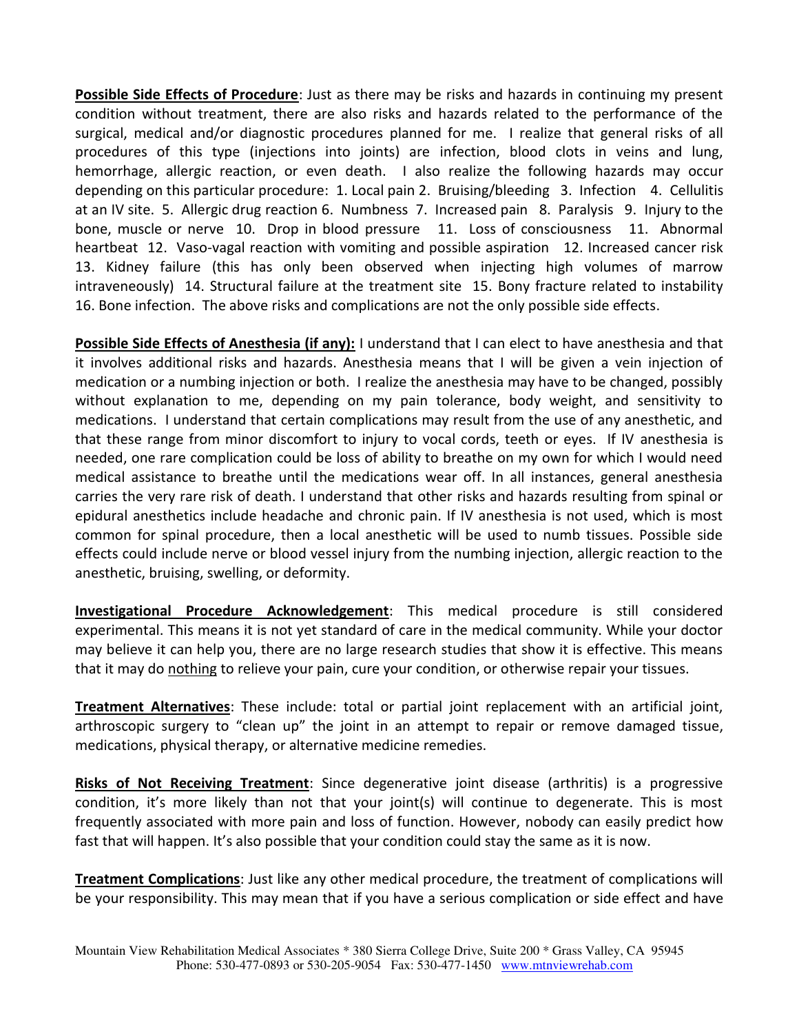**Possible Side Effects of Procedure**: Just as there may be risks and hazards in continuing my present condition without treatment, there are also risks and hazards related to the performance of the surgical, medical and/or diagnostic procedures planned for me. I realize that general risks of all procedures of this type (injections into joints) are infection, blood clots in veins and lung, hemorrhage, allergic reaction, or even death. I also realize the following hazards may occur depending on this particular procedure: 1. Local pain 2. Bruising/bleeding 3. Infection 4. Cellulitis at an IV site. 5. Allergic drug reaction 6. Numbness 7. Increased pain 8. Paralysis 9. Injury to the bone, muscle or nerve 10. Drop in blood pressure 11. Loss of consciousness 11. Abnormal heartbeat 12. Vaso-vagal reaction with vomiting and possible aspiration 12. Increased cancer risk 13. Kidney failure (this has only been observed when injecting high volumes of marrow intraveneously) 14. Structural failure at the treatment site 15. Bony fracture related to instability 16. Bone infection. The above risks and complications are not the only possible side effects.

**Possible Side Effects of Anesthesia (if any):** I understand that I can elect to have anesthesia and that it involves additional risks and hazards. Anesthesia means that I will be given a vein injection of medication or a numbing injection or both. I realize the anesthesia may have to be changed, possibly without explanation to me, depending on my pain tolerance, body weight, and sensitivity to medications. I understand that certain complications may result from the use of any anesthetic, and that these range from minor discomfort to injury to vocal cords, teeth or eyes. If IV anesthesia is needed, one rare complication could be loss of ability to breathe on my own for which I would need medical assistance to breathe until the medications wear off. In all instances, general anesthesia carries the very rare risk of death. I understand that other risks and hazards resulting from spinal or epidural anesthetics include headache and chronic pain. If IV anesthesia is not used, which is most common for spinal procedure, then a local anesthetic will be used to numb tissues. Possible side effects could include nerve or blood vessel injury from the numbing injection, allergic reaction to the anesthetic, bruising, swelling, or deformity.

**Investigational Procedure Acknowledgement**: This medical procedure is still considered experimental. This means it is not yet standard of care in the medical community. While your doctor may believe it can help you, there are no large research studies that show it is effective. This means that it may do <u>nothing</u> to relieve your pain, cure your condition, or otherwise repair your tissues.

**Treatment Alternatives**: These include: total or partial joint replacement with an artificial joint, arthroscopic surgery to "clean up" the joint in an attempt to repair or remove damaged tissue, medications, physical therapy, or alternative medicine remedies.

**Risks of Not Receiving Treatment**: Since degenerative joint disease (arthritis) is a progressive condition, it's more likely than not that your joint(s) will continue to degenerate. This is most frequently associated with more pain and loss of function. However, nobody can easily predict how fast that will happen. It's also possible that your condition could stay the same as it is now.

**Treatment Complications**: Just like any other medical procedure, the treatment of complications will be your responsibility. This may mean that if you have a serious complication or side effect and have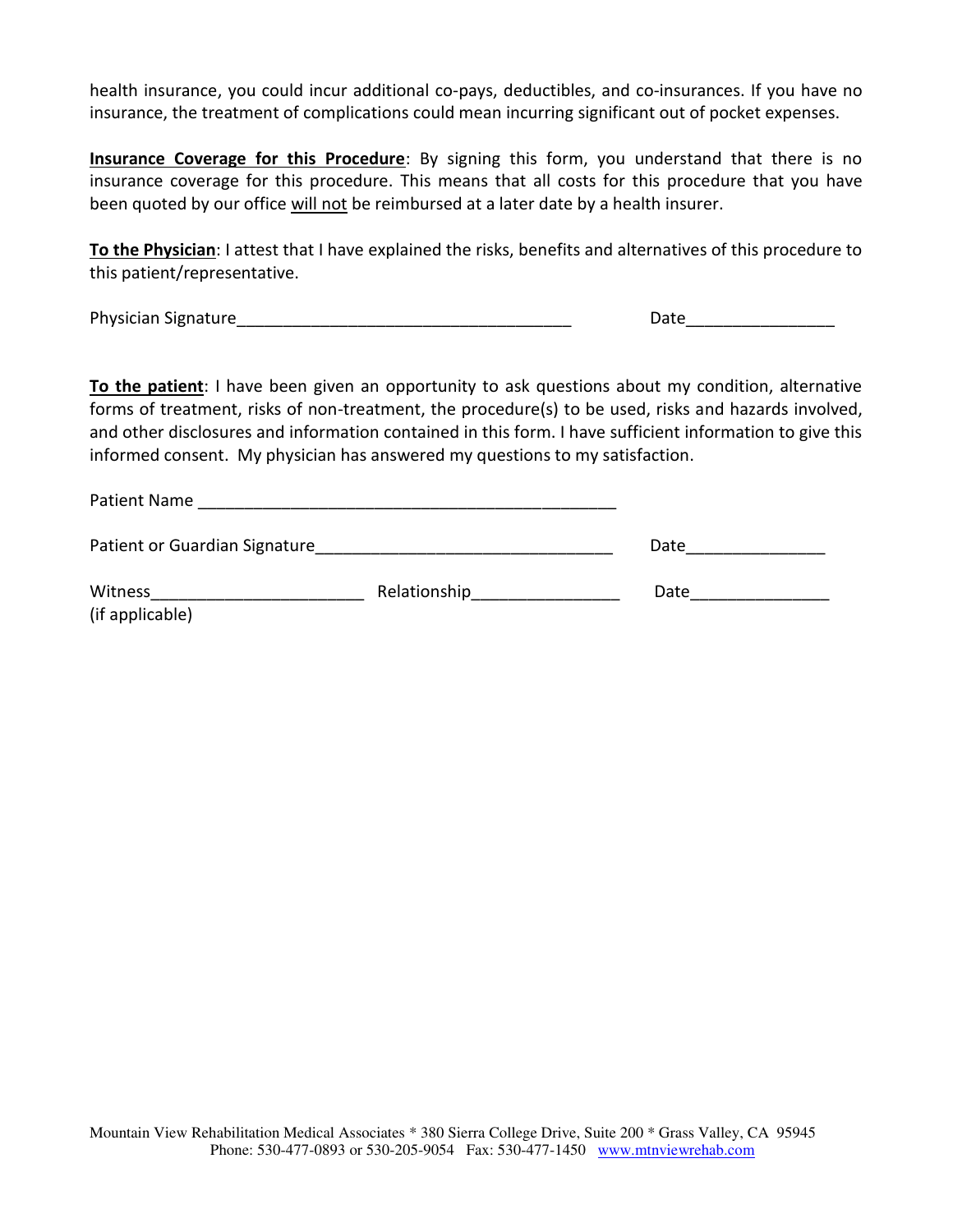health insurance, you could incur additional co-pays, deductibles, and co-insurances. If you have no insurance, the treatment of complications could mean incurring significant out of pocket expenses.

**Insurance Coverage for this Procedure**: By signing this form, you understand that there is no insurance coverage for this procedure. This means that all costs for this procedure that you have been quoted by our office will not be reimbursed at a later date by a health insurer.

**To the Physician**: I attest that I have explained the risks, benefits and alternatives of this procedure to this patient/representative.

Physician Signature____________________________________ Date________________

**To the patient**: I have been given an opportunity to ask questions about my condition, alternative forms of treatment, risks of non-treatment, the procedure(s) to be used, risks and hazards involved, and other disclosures and information contained in this form. I have sufficient information to give this informed consent. My physician has answered my questions to my satisfaction.

Patient Name _____________________________________________

Patient or Guardian Signature________________________________ Date_______________

Witness_______________________ Relationship________________ Date_______________
(if applicable)

Mountain View Rehabilitation Medical Associates * 380 Sierra College Drive, Suite 200 * Grass Valley, CA 95945
Phone: 530-477-0893 or 530-205-9054 Fax: 530-477-1450 www.mtnviewrehab.com